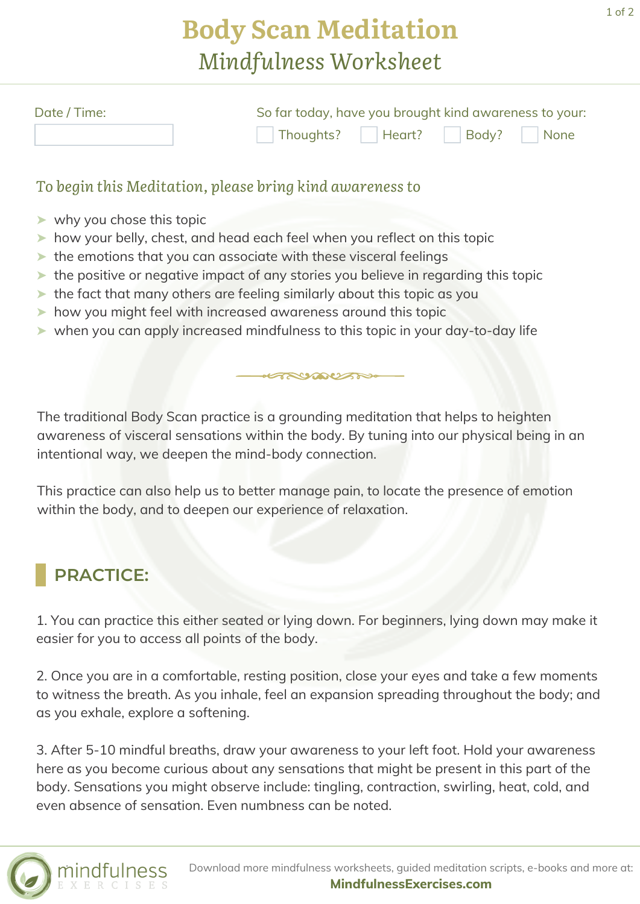# Body Scan Meditation

## *Mindfulness Worksheet*

Date / Time:

So far today, have you brought kind awareness to your:

☐ Thoughts? ☐ Heart? ☐ Body? ☐ None

### *To begin this Meditation, please bring kind awareness to*

- why you chose this topic
- how your belly, chest, and head each feel when you reflect on this topic
- the emotions that you can associate with these visceral feelings
- the positive or negative impact of any stories you believe in regarding this topic
- the fact that many others are feeling similarly about this topic as you
- how you might feel with increased awareness around this topic
- when you can apply increased mindfulness to this topic in your day-to-day life

The traditional Body Scan practice is a grounding meditation that helps to heighten awareness of visceral sensations within the body. By tuning into our physical being in an intentional way, we deepen the mind-body connection.

This practice can also help us to better manage pain, to locate the presence of emotion within the body, and to deepen our experience of relaxation.

## PRACTICE:

1. You can practice this either seated or lying down. For beginners, lying down may make it easier for you to access all points of the body.

2. Once you are in a comfortable, resting position, close your eyes and take a few moments to witness the breath. As you inhale, feel an expansion spreading throughout the body; and as you exhale, explore a softening.

3. After 5-10 mindful breaths, draw your awareness to your left foot. Hold your awareness here as you become curious about any sensations that might be present in this part of the body. Sensations you might observe include: tingling, contraction, swirling, heat, cold, and even absence of sensation. Even numbness can be noted.

mindfulness EXERCISES

Download more mindfulness worksheets, guided meditation scripts, e-books and more at: **MindfulnessExercises.com**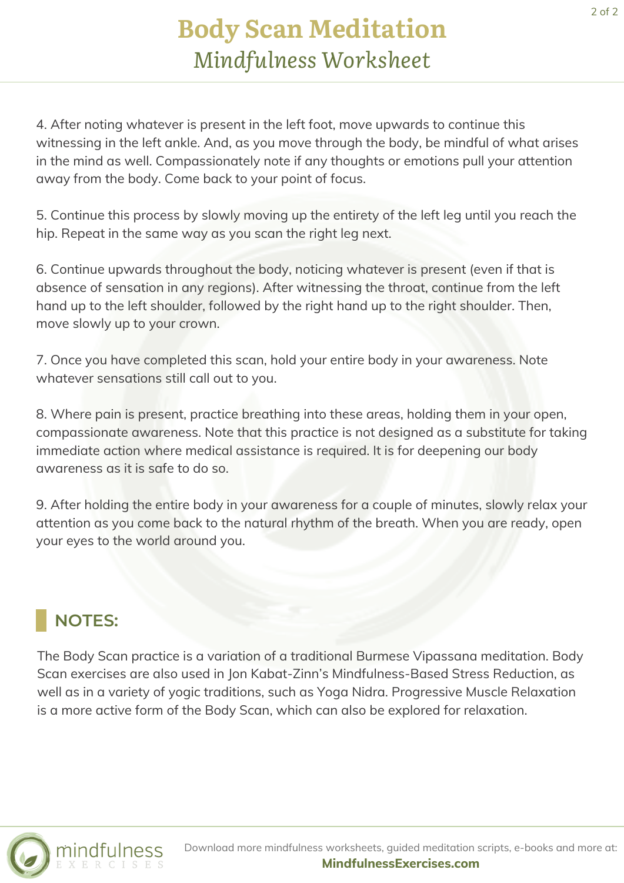4. After noting whatever is present in the left foot, move upwards to continue this witnessing in the left ankle. And, as you move through the body, be mindful of what arises in the mind as well. Compassionately note if any thoughts or emotions pull your attention away from the body. Come back to your point of focus.

5. Continue this process by slowly moving up the entirety of the left leg until you reach the hip. Repeat in the same way as you scan the right leg next.

6. Continue upwards throughout the body, noticing whatever is present (even if that is absence of sensation in any regions). After witnessing the throat, continue from the left hand up to the left shoulder, followed by the right hand up to the right shoulder. Then, move slowly up to your crown.

7. Once you have completed this scan, hold your entire body in your awareness. Note whatever sensations still call out to you.

8. Where pain is present, practice breathing into these areas, holding them in your open, compassionate awareness. Note that this practice is not designed as a substitute for taking immediate action where medical assistance is required. It is for deepening our body awareness as it is safe to do so.

9. After holding the entire body in your awareness for a couple of minutes, slowly relax your attention as you come back to the natural rhythm of the breath. When you are ready, open your eyes to the world around you.

## NOTES:

The Body Scan practice is a variation of a traditional Burmese Vipassana meditation. Body Scan exercises are also used in Jon Kabat-Zinn's Mindfulness-Based Stress Reduction, as well as in a variety of yogic traditions, such as Yoga Nidra. Progressive Muscle Relaxation is a more active form of the Body Scan, which can also be explored for relaxation.